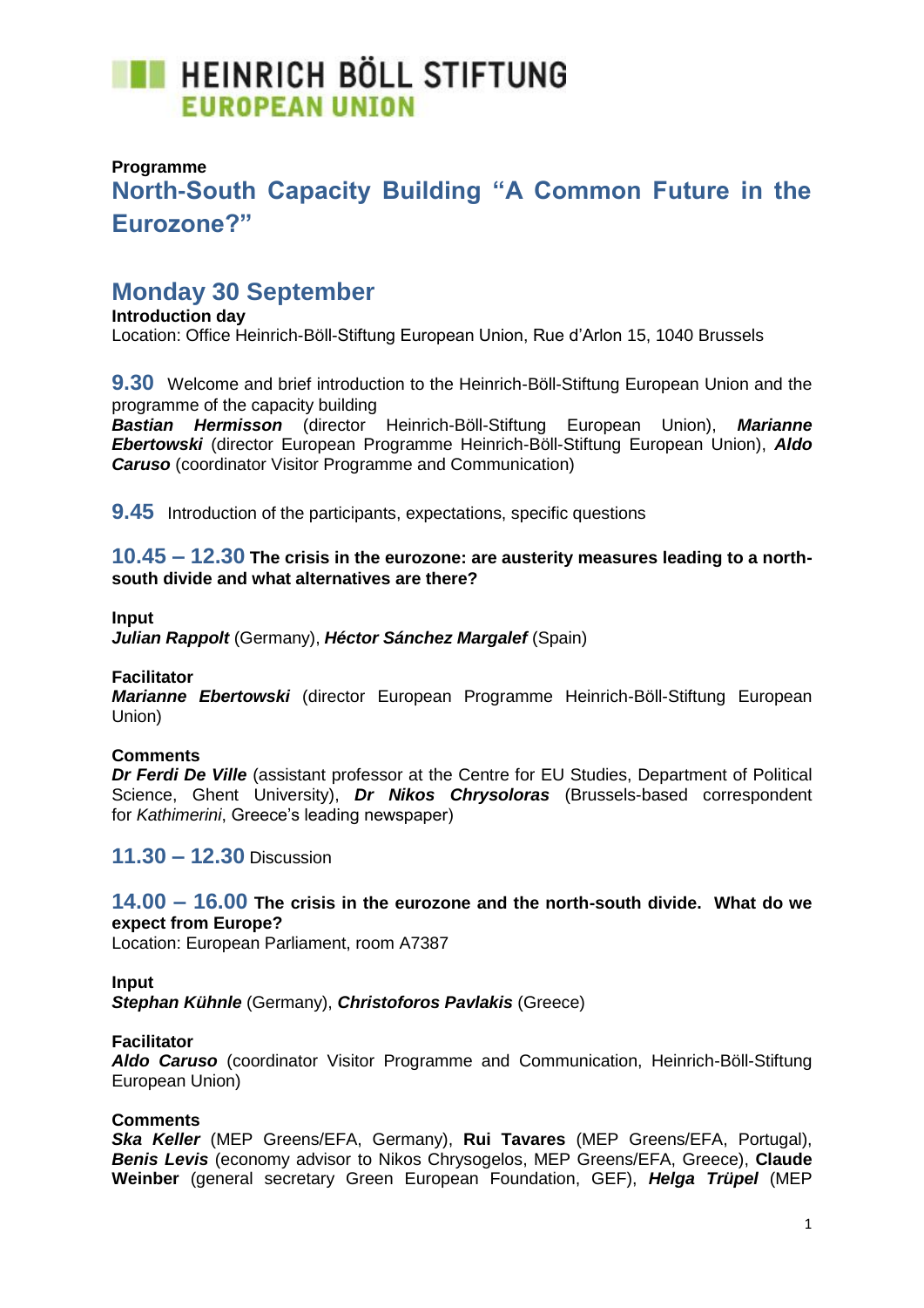HEINRICH BÖLL STIFTUNG
EUROPEAN UNION

**Programme**

# North-South Capacity Building "A Common Future in the Eurozone?"

## Monday 30 September

**Introduction day**
Location: Office Heinrich-Böll-Stiftung European Union, Rue d'Arlon 15, 1040 Brussels

**9.30** Welcome and brief introduction to the Heinrich-Böll-Stiftung European Union and the programme of the capacity building
***Bastian Hermisson*** (director Heinrich-Böll-Stiftung European Union), ***Marianne Ebertowski*** (director European Programme Heinrich-Böll-Stiftung European Union), ***Aldo Caruso*** (coordinator Visitor Programme and Communication)

**9.45** Introduction of the participants, expectations, specific questions

**10.45 – 12.30 The crisis in the eurozone: are austerity measures leading to a north-south divide and what alternatives are there?**

**Input**
***Julian Rappolt*** (Germany), ***Héctor Sánchez Margalef*** (Spain)

**Facilitator**
***Marianne Ebertowski*** (director European Programme Heinrich-Böll-Stiftung European Union)

**Comments**
***Dr Ferdi De Ville*** (assistant professor at the Centre for EU Studies, Department of Political Science, Ghent University), ***Dr Nikos Chrysoloras*** (Brussels-based correspondent for *Kathimerini*, Greece's leading newspaper)

**11.30 – 12.30** Discussion

**14.00 – 16.00 The crisis in the eurozone and the north-south divide. What do we expect from Europe?**
Location: European Parliament, room A7387

**Input**
***Stephan Kühnle*** (Germany), ***Christoforos Pavlakis*** (Greece)

**Facilitator**
***Aldo Caruso*** (coordinator Visitor Programme and Communication, Heinrich-Böll-Stiftung European Union)

**Comments**
***Ska Keller*** (MEP Greens/EFA, Germany), **Rui Tavares** (MEP Greens/EFA, Portugal), ***Benis Levis*** (economy advisor to Nikos Chrysogelos, MEP Greens/EFA, Greece), **Claude Weinber** (general secretary Green European Foundation, GEF), ***Helga Trüpel*** (MEP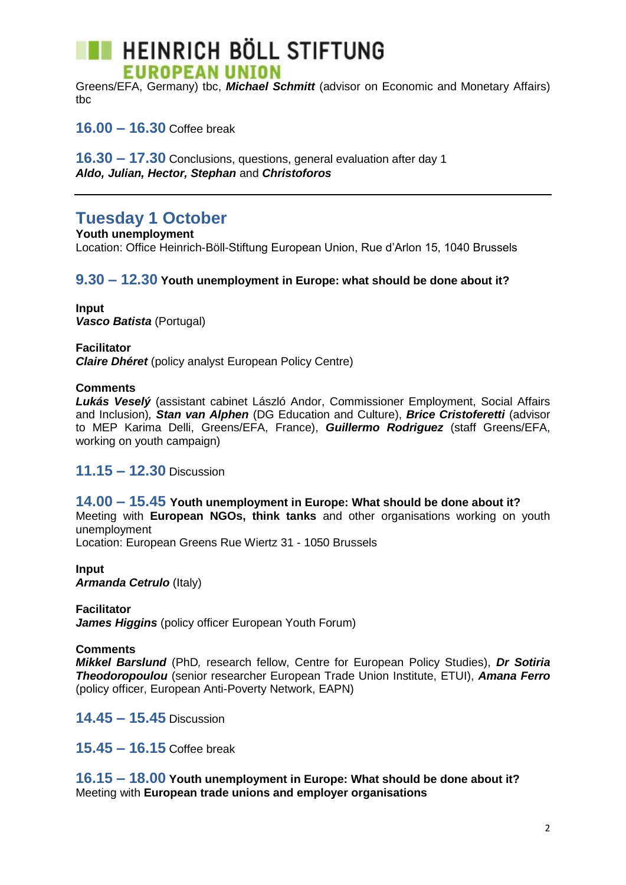Greens/EFA, Germany) tbc, ***Michael Schmitt*** (advisor on Economic and Monetary Affairs) tbc

**16.00 – 16.30** Coffee break

**16.30 – 17.30** Conclusions, questions, general evaluation after day 1
***Aldo, Julian, Hector, Stephan*** and ***Christoforos***

---

## Tuesday 1 October

**Youth unemployment**
Location: Office Heinrich-Böll-Stiftung European Union, Rue d'Arlon 15, 1040 Brussels

### 9.30 – 12.30 Youth unemployment in Europe: what should be done about it?

**Input**
***Vasco Batista*** (Portugal)

**Facilitator**
***Claire Dhéret*** (policy analyst European Policy Centre)

**Comments**
***Lukás Veselý*** (assistant cabinet László Andor, Commissioner Employment, Social Affairs and Inclusion), ***Stan van Alphen*** (DG Education and Culture), ***Brice Cristoferetti*** (advisor to MEP Karima Delli, Greens/EFA, France), ***Guillermo Rodriguez*** (staff Greens/EFA, working on youth campaign)

**11.15 – 12.30** Discussion

### 14.00 – 15.45 Youth unemployment in Europe: What should be done about it?

Meeting with **European NGOs, think tanks** and other organisations working on youth unemployment
Location: European Greens Rue Wiertz 31 - 1050 Brussels

**Input**
***Armanda Cetrulo*** (Italy)

**Facilitator**
***James Higgins*** (policy officer European Youth Forum)

**Comments**
***Mikkel Barslund*** (PhD, research fellow, Centre for European Policy Studies), ***Dr Sotiria Theodoropoulou*** (senior researcher European Trade Union Institute, ETUI), ***Amana Ferro*** (policy officer, European Anti-Poverty Network, EAPN)

**14.45 – 15.45** Discussion

**15.45 – 16.15** Coffee break

### 16.15 – 18.00 Youth unemployment in Europe: What should be done about it?

Meeting with **European trade unions and employer organisations**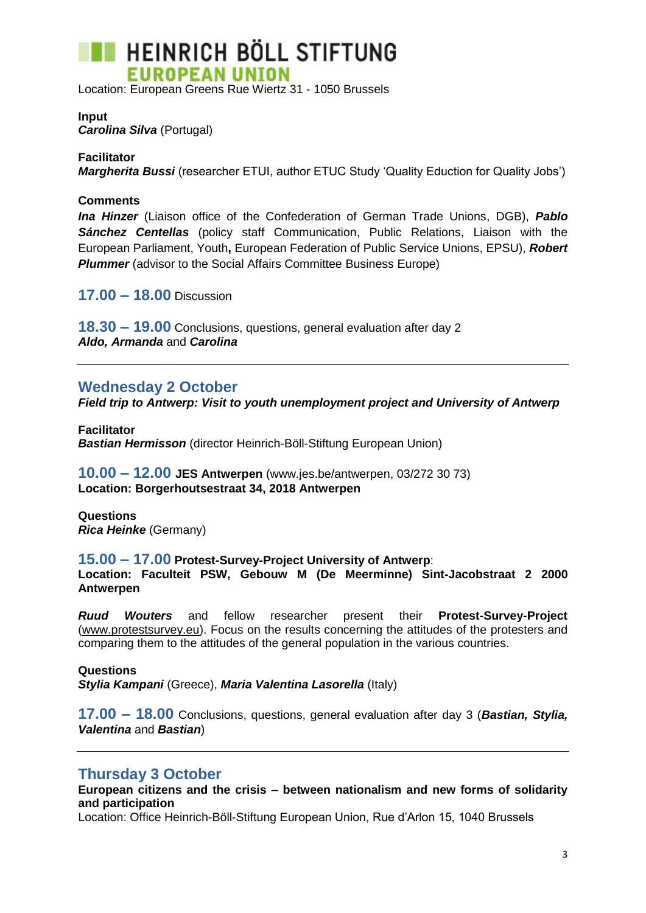Location: European Greens Rue Wiertz 31 - 1050 Brussels

**Input**
***Carolina Silva*** (Portugal)

**Facilitator**
***Margherita Bussi*** (researcher ETUI, author ETUC Study 'Quality Eduction for Quality Jobs')

**Comments**
***Ina Hinzer*** (Liaison office of the Confederation of German Trade Unions, DGB), ***Pablo Sánchez Centellas*** (policy staff Communication, Public Relations, Liaison with the European Parliament, Youth**,** European Federation of Public Service Unions, EPSU), ***Robert Plummer*** (advisor to the Social Affairs Committee Business Europe)

**17.00 – 18.00** Discussion

**18.30 – 19.00** Conclusions, questions, general evaluation after day 2
***Aldo, Armanda*** and ***Carolina***

---

## Wednesday 2 October

***Field trip to Antwerp: Visit to youth unemployment project and University of Antwerp***

**Facilitator**
***Bastian Hermisson*** (director Heinrich-Böll-Stiftung European Union)

**10.00 – 12.00** **JES Antwerpen** (www.jes.be/antwerpen, 03/272 30 73)
**Location: Borgerhoutsestraat 34, 2018 Antwerpen**

**Questions**
***Rica Heinke*** (Germany)

**15.00 – 17.00** **Protest-Survey-Project University of Antwerp**:
**Location: Faculteit PSW, Gebouw M (De Meerminne) Sint-Jacobstraat 2 2000 Antwerpen**

***Ruud Wouters*** and fellow researcher present their **Protest-Survey-Project** (www.protestsurvey.eu). Focus on the results concerning the attitudes of the protesters and comparing them to the attitudes of the general population in the various countries.

**Questions**
***Stylia Kampani*** (Greece), ***Maria Valentina Lasorella*** (Italy)

**17.00 – 18.00** Conclusions, questions, general evaluation after day 3 (***Bastian, Stylia, Valentina*** and ***Bastian***)

---

## Thursday 3 October

**European citizens and the crisis – between nationalism and new forms of solidarity and participation**
Location: Office Heinrich-Böll-Stiftung European Union, Rue d'Arlon 15, 1040 Brussels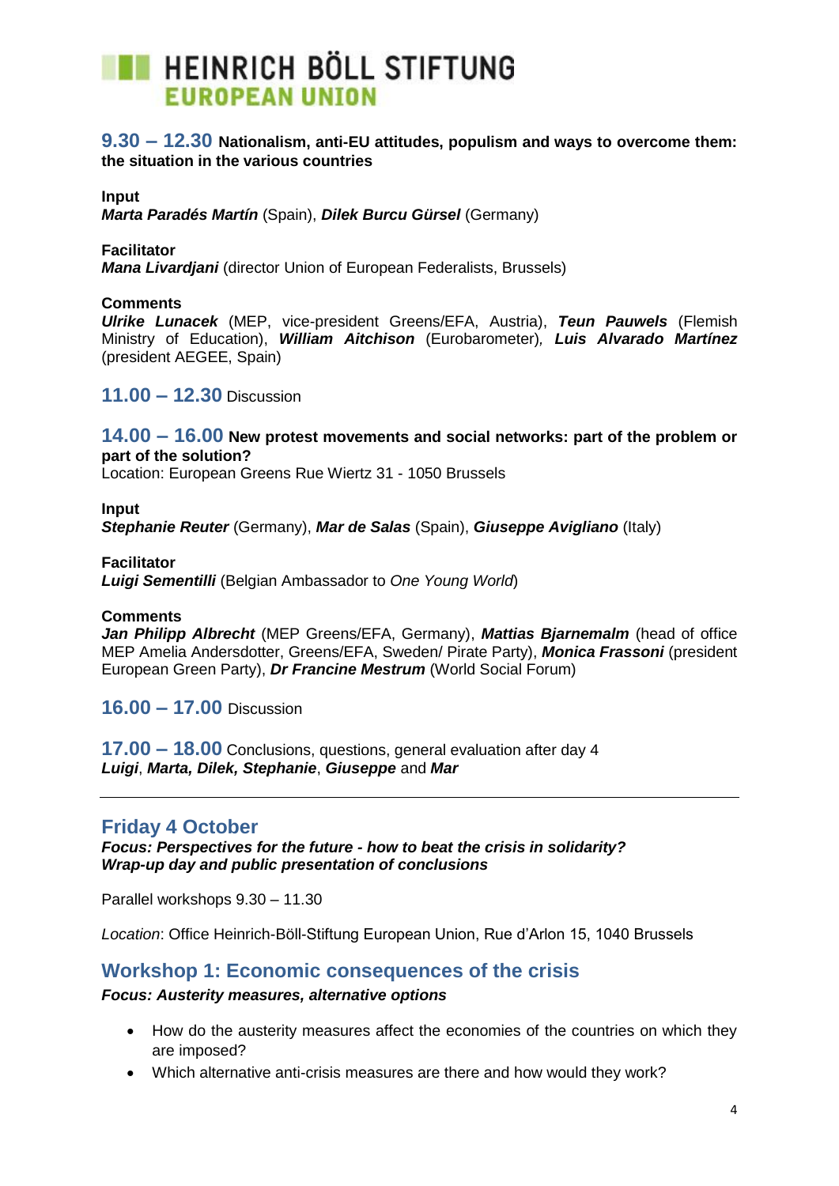**9.30 – 12.30 Nationalism, anti-EU attitudes, populism and ways to overcome them: the situation in the various countries**

**Input**
***Marta Paradés Martín*** (Spain), ***Dilek Burcu Gürsel*** (Germany)

**Facilitator**
***Mana Livardjani*** (director Union of European Federalists, Brussels)

**Comments**
***Ulrike Lunacek*** (MEP, vice-president Greens/EFA, Austria), ***Teun Pauwels*** (Flemish Ministry of Education), ***William Aitchison*** (Eurobarometer), ***Luis Alvarado Martínez*** (president AEGEE, Spain)

**11.00 – 12.30** Discussion

**14.00 – 16.00 New protest movements and social networks: part of the problem or part of the solution?**
Location: European Greens Rue Wiertz 31 - 1050 Brussels

**Input**
***Stephanie Reuter*** (Germany), ***Mar de Salas*** (Spain), ***Giuseppe Avigliano*** (Italy)

**Facilitator**
***Luigi Sementilli*** (Belgian Ambassador to *One Young World*)

**Comments**
***Jan Philipp Albrecht*** (MEP Greens/EFA, Germany), ***Mattias Bjarnemalm*** (head of office MEP Amelia Andersdotter, Greens/EFA, Sweden/ Pirate Party), ***Monica Frassoni*** (president European Green Party), ***Dr Francine Mestrum*** (World Social Forum)

**16.00 – 17.00** Discussion

**17.00 – 18.00** Conclusions, questions, general evaluation after day 4
***Luigi***, ***Marta, Dilek, Stephanie***, ***Giuseppe*** and ***Mar***

---

## Friday 4 October

***Focus: Perspectives for the future - how to beat the crisis in solidarity?***
***Wrap-up day and public presentation of conclusions***

Parallel workshops 9.30 – 11.30

*Location*: Office Heinrich-Böll-Stiftung European Union, Rue d'Arlon 15, 1040 Brussels

## Workshop 1: Economic consequences of the crisis

***Focus: Austerity measures, alternative options***

- How do the austerity measures affect the economies of the countries on which they are imposed?
- Which alternative anti-crisis measures are there and how would they work?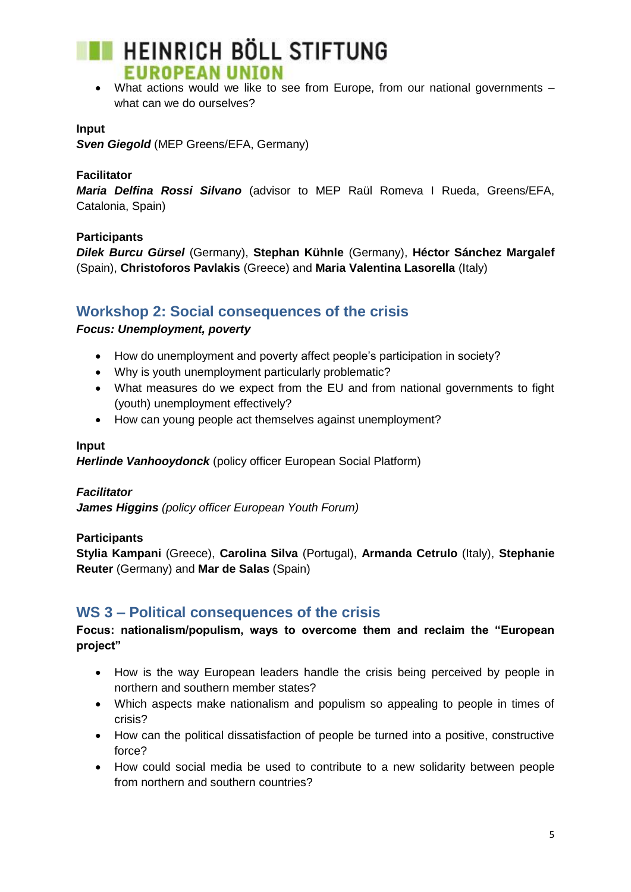- What actions would we like to see from Europe, from our national governments – what can we do ourselves?

**Input**
***Sven Giegold*** (MEP Greens/EFA, Germany)

**Facilitator**
***Maria Delfina Rossi Silvano*** (advisor to MEP Raül Romeva I Rueda, Greens/EFA, Catalonia, Spain)

**Participants**
***Dilek Burcu Gürsel*** (Germany), **Stephan Kühnle** (Germany), **Héctor Sánchez Margalef** (Spain), **Christoforos Pavlakis** (Greece) and **Maria Valentina Lasorella** (Italy)

## Workshop 2: Social consequences of the crisis

***Focus: Unemployment, poverty***

- How do unemployment and poverty affect people's participation in society?
- Why is youth unemployment particularly problematic?
- What measures do we expect from the EU and from national governments to fight (youth) unemployment effectively?
- How can young people act themselves against unemployment?

**Input**
***Herlinde Vanhooydonck*** (policy officer European Social Platform)

***Facilitator***
***James Higgins*** *(policy officer European Youth Forum)*

**Participants**
**Stylia Kampani** (Greece), **Carolina Silva** (Portugal), **Armanda Cetrulo** (Italy), **Stephanie Reuter** (Germany) and **Mar de Salas** (Spain)

## WS 3 – Political consequences of the crisis

**Focus: nationalism/populism, ways to overcome them and reclaim the "European project"**

- How is the way European leaders handle the crisis being perceived by people in northern and southern member states?
- Which aspects make nationalism and populism so appealing to people in times of crisis?
- How can the political dissatisfaction of people be turned into a positive, constructive force?
- How could social media be used to contribute to a new solidarity between people from northern and southern countries?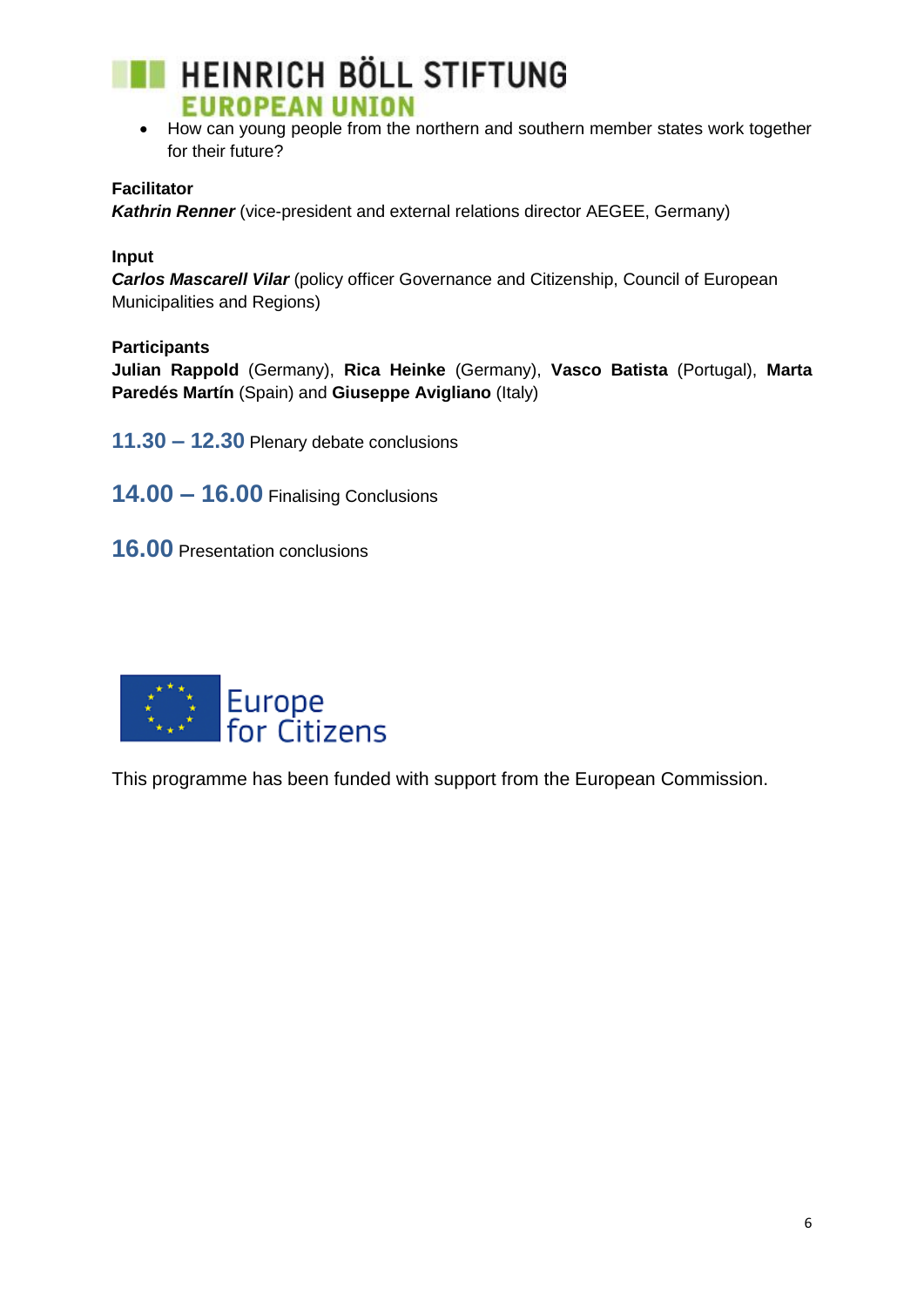- How can young people from the northern and southern member states work together for their future?

**Facilitator**
***Kathrin Renner*** (vice-president and external relations director AEGEE, Germany)

**Input**
***Carlos Mascarell Vilar*** (policy officer Governance and Citizenship, Council of European Municipalities and Regions)

**Participants**
**Julian Rappold** (Germany), **Rica Heinke** (Germany), **Vasco Batista** (Portugal), **Marta Paredés Martín** (Spain) and **Giuseppe Avigliano** (Italy)

**11.30 – 12.30** Plenary debate conclusions

**14.00 – 16.00** Finalising Conclusions

**16.00** Presentation conclusions

Europe for Citizens

This programme has been funded with support from the European Commission.